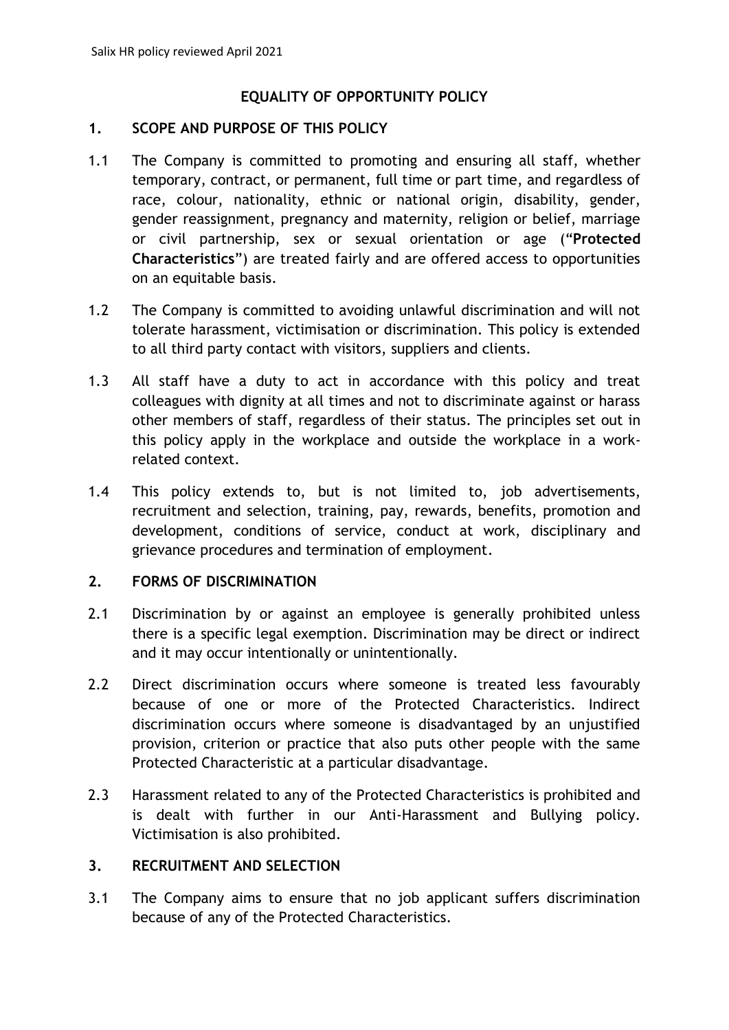# EQUALITY OF OPPORTUNITY POLICY

## 1. SCOPE AND PURPOSE OF THIS POLICY

1.1 The Company is committed to promoting and ensuring all staff, whether temporary, contract, or permanent, full time or part time, and regardless of race, colour, nationality, ethnic or national origin, disability, gender, gender reassignment, pregnancy and maternity, religion or belief, marriage or civil partnership, sex or sexual orientation or age ("**Protected Characteristics**") are treated fairly and are offered access to opportunities on an equitable basis.

1.2 The Company is committed to avoiding unlawful discrimination and will not tolerate harassment, victimisation or discrimination. This policy is extended to all third party contact with visitors, suppliers and clients.

1.3 All staff have a duty to act in accordance with this policy and treat colleagues with dignity at all times and not to discriminate against or harass other members of staff, regardless of their status. The principles set out in this policy apply in the workplace and outside the workplace in a work-related context.

1.4 This policy extends to, but is not limited to, job advertisements, recruitment and selection, training, pay, rewards, benefits, promotion and development, conditions of service, conduct at work, disciplinary and grievance procedures and termination of employment.

## 2. FORMS OF DISCRIMINATION

2.1 Discrimination by or against an employee is generally prohibited unless there is a specific legal exemption. Discrimination may be direct or indirect and it may occur intentionally or unintentionally.

2.2 Direct discrimination occurs where someone is treated less favourably because of one or more of the Protected Characteristics. Indirect discrimination occurs where someone is disadvantaged by an unjustified provision, criterion or practice that also puts other people with the same Protected Characteristic at a particular disadvantage.

2.3 Harassment related to any of the Protected Characteristics is prohibited and is dealt with further in our Anti-Harassment and Bullying policy. Victimisation is also prohibited.

## 3. RECRUITMENT AND SELECTION

3.1 The Company aims to ensure that no job applicant suffers discrimination because of any of the Protected Characteristics.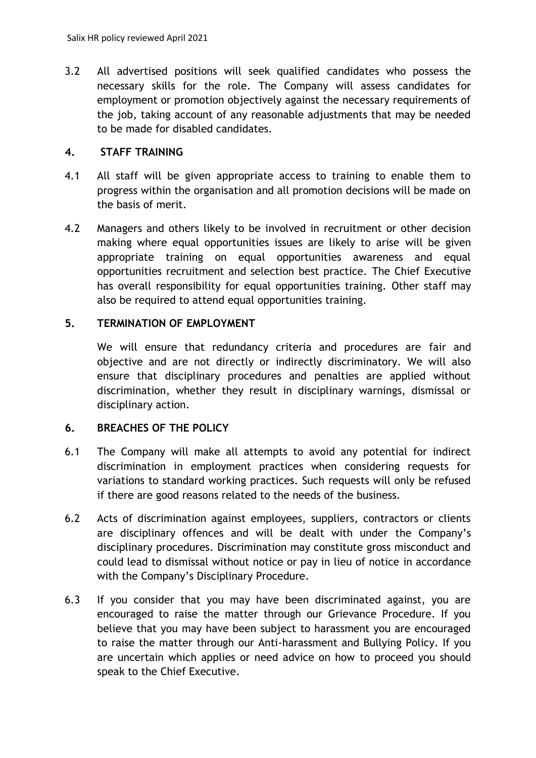3.2 All advertised positions will seek qualified candidates who possess the necessary skills for the role. The Company will assess candidates for employment or promotion objectively against the necessary requirements of the job, taking account of any reasonable adjustments that may be needed to be made for disabled candidates.

## 4. STAFF TRAINING

4.1 All staff will be given appropriate access to training to enable them to progress within the organisation and all promotion decisions will be made on the basis of merit.

4.2 Managers and others likely to be involved in recruitment or other decision making where equal opportunities issues are likely to arise will be given appropriate training on equal opportunities awareness and equal opportunities recruitment and selection best practice. The Chief Executive has overall responsibility for equal opportunities training. Other staff may also be required to attend equal opportunities training.

## 5. TERMINATION OF EMPLOYMENT

We will ensure that redundancy criteria and procedures are fair and objective and are not directly or indirectly discriminatory. We will also ensure that disciplinary procedures and penalties are applied without discrimination, whether they result in disciplinary warnings, dismissal or disciplinary action.

## 6. BREACHES OF THE POLICY

6.1 The Company will make all attempts to avoid any potential for indirect discrimination in employment practices when considering requests for variations to standard working practices. Such requests will only be refused if there are good reasons related to the needs of the business.

6.2 Acts of discrimination against employees, suppliers, contractors or clients are disciplinary offences and will be dealt with under the Company's disciplinary procedures. Discrimination may constitute gross misconduct and could lead to dismissal without notice or pay in lieu of notice in accordance with the Company's Disciplinary Procedure.

6.3 If you consider that you may have been discriminated against, you are encouraged to raise the matter through our Grievance Procedure. If you believe that you may have been subject to harassment you are encouraged to raise the matter through our Anti-harassment and Bullying Policy. If you are uncertain which applies or need advice on how to proceed you should speak to the Chief Executive.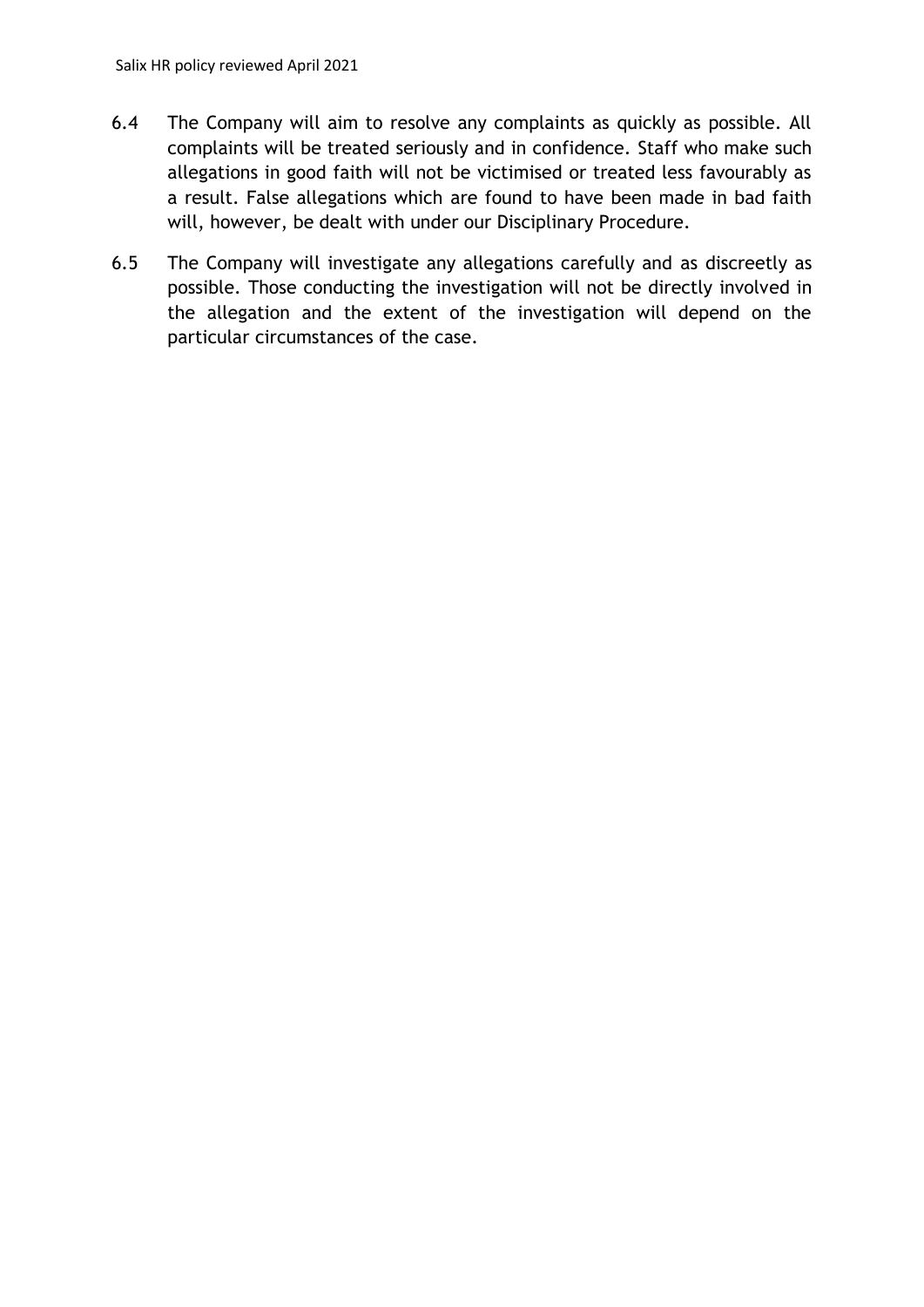6.4 The Company will aim to resolve any complaints as quickly as possible. All complaints will be treated seriously and in confidence. Staff who make such allegations in good faith will not be victimised or treated less favourably as a result. False allegations which are found to have been made in bad faith will, however, be dealt with under our Disciplinary Procedure.

6.5 The Company will investigate any allegations carefully and as discreetly as possible. Those conducting the investigation will not be directly involved in the allegation and the extent of the investigation will depend on the particular circumstances of the case.